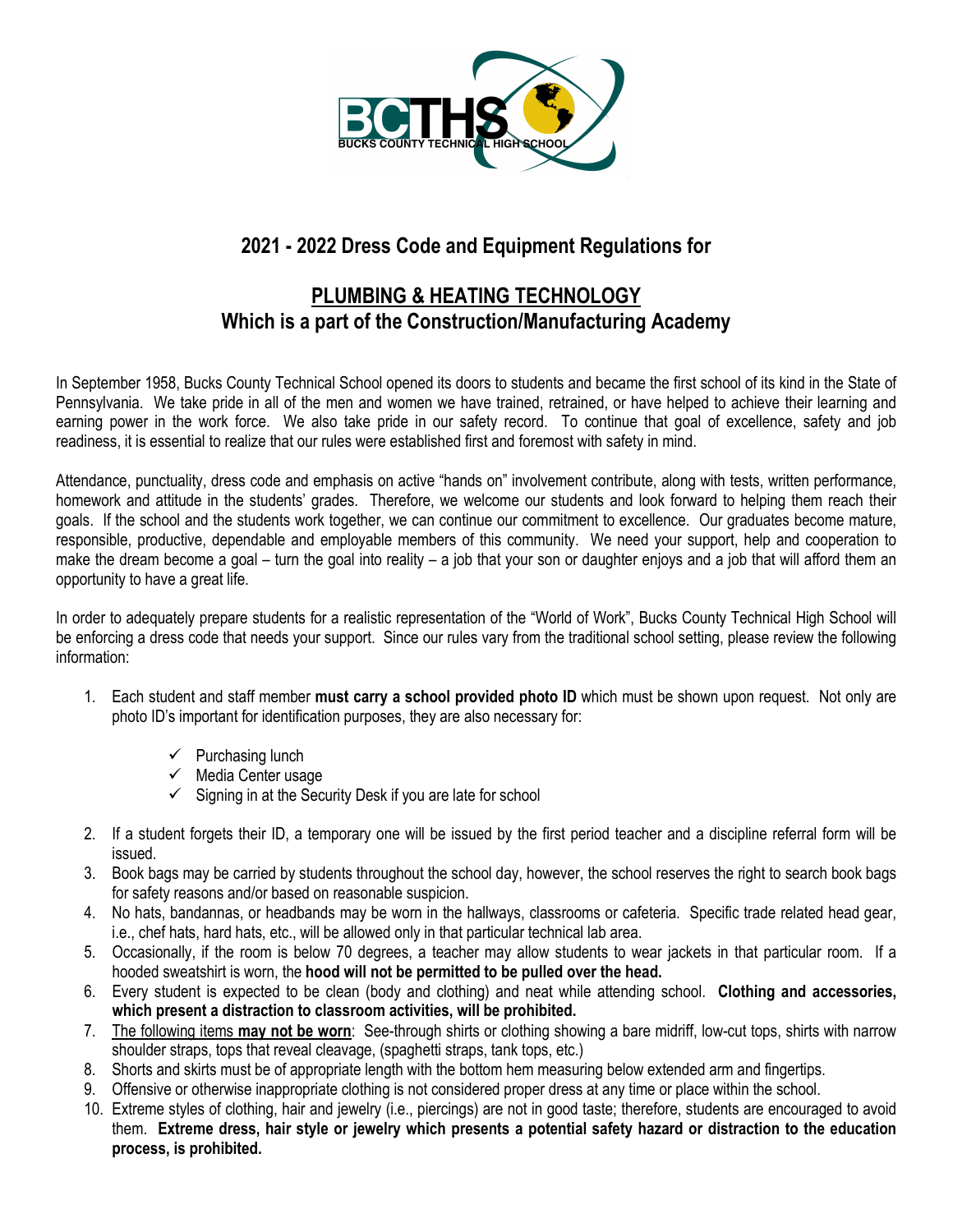BCTHS
BUCKS COUNTY TECHNICAL HIGH SCHOOL

## 2021 - 2022 Dress Code and Equipment Regulations for

## PLUMBING & HEATING TECHNOLOGY
## Which is a part of the Construction/Manufacturing Academy

In September 1958, Bucks County Technical School opened its doors to students and became the first school of its kind in the State of Pennsylvania. We take pride in all of the men and women we have trained, retrained, or have helped to achieve their learning and earning power in the work force. We also take pride in our safety record. To continue that goal of excellence, safety and job readiness, it is essential to realize that our rules were established first and foremost with safety in mind.

Attendance, punctuality, dress code and emphasis on active "hands on" involvement contribute, along with tests, written performance, homework and attitude in the students' grades. Therefore, we welcome our students and look forward to helping them reach their goals. If the school and the students work together, we can continue our commitment to excellence. Our graduates become mature, responsible, productive, dependable and employable members of this community. We need your support, help and cooperation to make the dream become a goal – turn the goal into reality – a job that your son or daughter enjoys and a job that will afford them an opportunity to have a great life.

In order to adequately prepare students for a realistic representation of the "World of Work", Bucks County Technical High School will be enforcing a dress code that needs your support. Since our rules vary from the traditional school setting, please review the following information:

1. Each student and staff member **must carry a school provided photo ID** which must be shown upon request. Not only are photo ID's important for identification purposes, they are also necessary for:
   - ✓ Purchasing lunch
   - ✓ Media Center usage
   - ✓ Signing in at the Security Desk if you are late for school
2. If a student forgets their ID, a temporary one will be issued by the first period teacher and a discipline referral form will be issued.
3. Book bags may be carried by students throughout the school day, however, the school reserves the right to search book bags for safety reasons and/or based on reasonable suspicion.
4. No hats, bandannas, or headbands may be worn in the hallways, classrooms or cafeteria. Specific trade related head gear, i.e., chef hats, hard hats, etc., will be allowed only in that particular technical lab area.
5. Occasionally, if the room is below 70 degrees, a teacher may allow students to wear jackets in that particular room. If a hooded sweatshirt is worn, the **hood will not be permitted to be pulled over the head.**
6. Every student is expected to be clean (body and clothing) and neat while attending school. **Clothing and accessories, which present a distraction to classroom activities, will be prohibited.**
7. The following items **may not be worn**: See-through shirts or clothing showing a bare midriff, low-cut tops, shirts with narrow shoulder straps, tops that reveal cleavage, (spaghetti straps, tank tops, etc.)
8. Shorts and skirts must be of appropriate length with the bottom hem measuring below extended arm and fingertips.
9. Offensive or otherwise inappropriate clothing is not considered proper dress at any time or place within the school.
10. Extreme styles of clothing, hair and jewelry (i.e., piercings) are not in good taste; therefore, students are encouraged to avoid them. **Extreme dress, hair style or jewelry which presents a potential safety hazard or distraction to the education process, is prohibited.**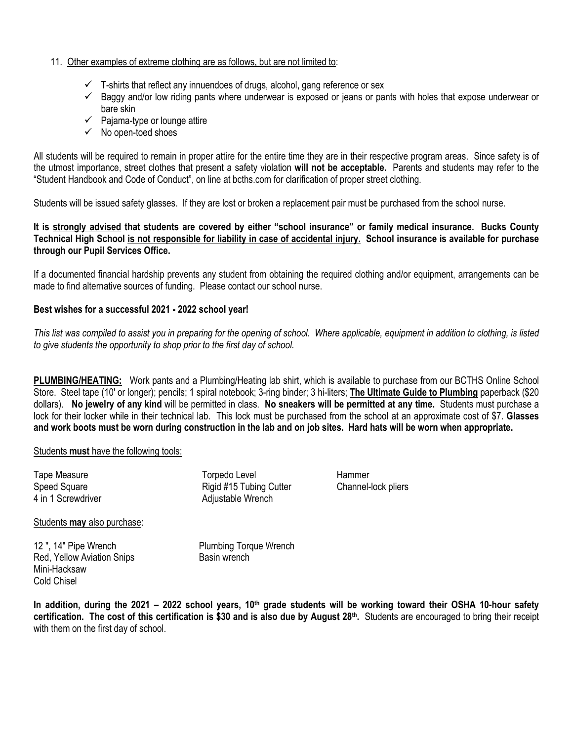11. Other examples of extreme clothing are as follows, but are not limited to:

    - ✓ T-shirts that reflect any innuendoes of drugs, alcohol, gang reference or sex
    - ✓ Baggy and/or low riding pants where underwear is exposed or jeans or pants with holes that expose underwear or bare skin
    - ✓ Pajama-type or lounge attire
    - ✓ No open-toed shoes

All students will be required to remain in proper attire for the entire time they are in their respective program areas. Since safety is of the utmost importance, street clothes that present a safety violation **will not be acceptable.** Parents and students may refer to the "Student Handbook and Code of Conduct", on line at bcths.com for clarification of proper street clothing.

Students will be issued safety glasses. If they are lost or broken a replacement pair must be purchased from the school nurse.

**It is <u>strongly advised</u> that students are covered by either "school insurance" or family medical insurance. Bucks County Technical High School <u>is not responsible for liability in case of accidental injury</u>. School insurance is available for purchase through our Pupil Services Office.**

If a documented financial hardship prevents any student from obtaining the required clothing and/or equipment, arrangements can be made to find alternative sources of funding. Please contact our school nurse.

**Best wishes for a successful 2021 - 2022 school year!**

*This list was compiled to assist you in preparing for the opening of school. Where applicable, equipment in addition to clothing, is listed to give students the opportunity to shop prior to the first day of school.*

**<u>PLUMBING/HEATING:</u>** Work pants and a Plumbing/Heating lab shirt, which is available to purchase from our BCTHS Online School Store. Steel tape (10' or longer); pencils; 1 spiral notebook; 3-ring binder; 3 hi-liters; **<u>The Ultimate Guide to Plumbing</u>** paperback ($20 dollars). **No jewelry of any kind** will be permitted in class. **No sneakers will be permitted at any time.** Students must purchase a lock for their locker while in their technical lab. This lock must be purchased from the school at an approximate cost of $7. **Glasses and work boots must be worn during construction in the lab and on job sites. Hard hats will be worn when appropriate.**

Students **must** have the following tools:

| | | |
|---|---|---|
| Tape Measure | Torpedo Level | Hammer |
| Speed Square | Rigid #15 Tubing Cutter | Channel-lock pliers |
| 4 in 1 Screwdriver | Adjustable Wrench | |

Students **may** also purchase:

| | |
|---|---|
| 12 ", 14" Pipe Wrench | Plumbing Torque Wrench |
| Red, Yellow Aviation Snips | Basin wrench |
| Mini-Hacksaw | |
| Cold Chisel | |

**In addition, during the 2021 – 2022 school years, 10th grade students will be working toward their OSHA 10-hour safety certification. The cost of this certification is $30 and is also due by August 28th.** Students are encouraged to bring their receipt with them on the first day of school.